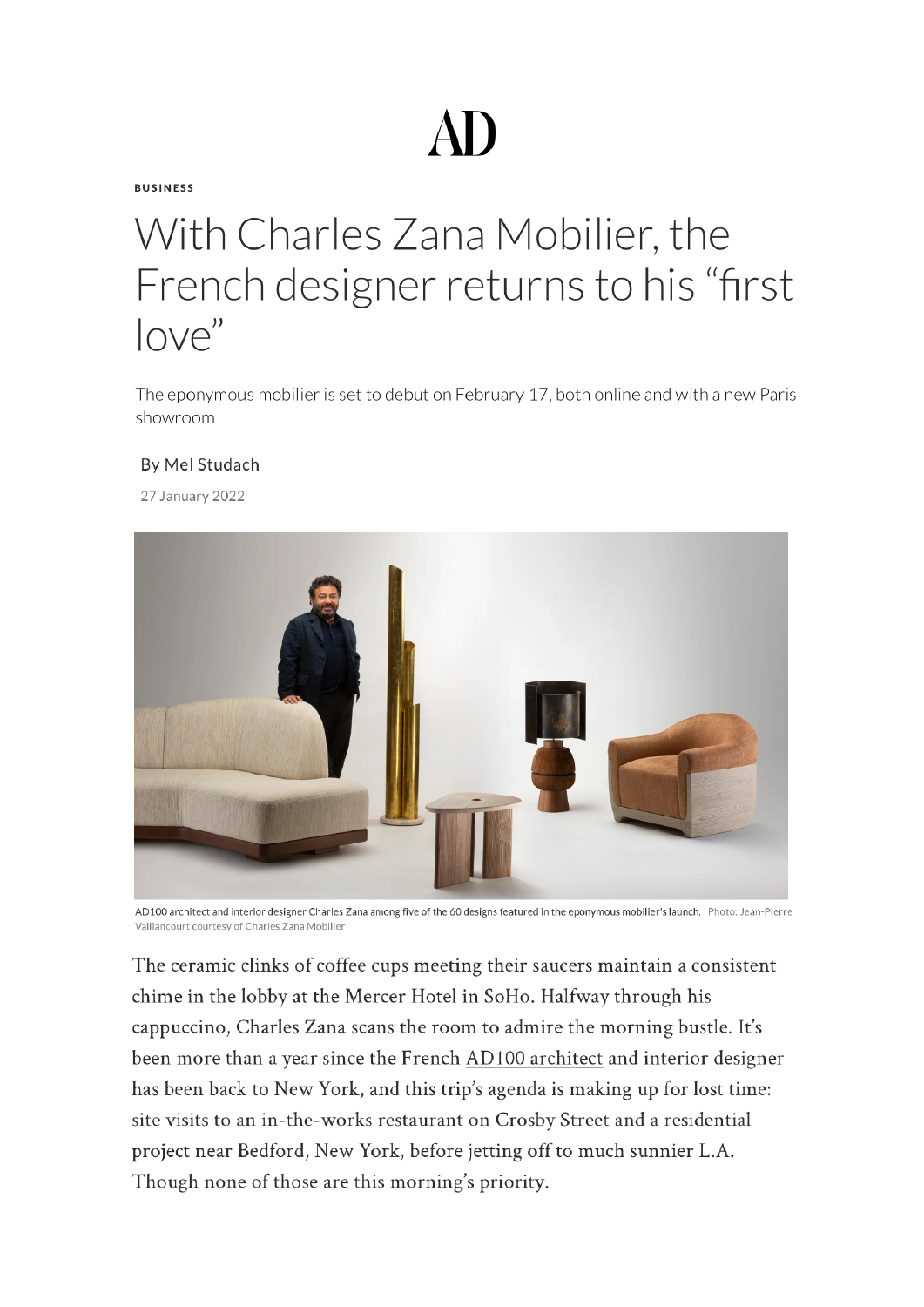AD

**BUSINESS**

# With Charles Zana Mobilier, the French designer returns to his "first love"

The eponymous mobilier is set to debut on February 17, both online and with a new Paris showroom

By Mel Studach

27 January 2022

AD100 architect and interior designer Charles Zana among five of the 60 designs featured in the eponymous mobilier's launch. Photo: Jean-Pierre Vaillancourt courtesy of Charles Zana Mobilier

The ceramic clinks of coffee cups meeting their saucers maintain a consistent chime in the lobby at the Mercer Hotel in SoHo. Halfway through his cappuccino, Charles Zana scans the room to admire the morning bustle. It's been more than a year since the French AD100 architect and interior designer has been back to New York, and this trip's agenda is making up for lost time: site visits to an in-the-works restaurant on Crosby Street and a residential project near Bedford, New York, before jetting off to much sunnier L.A. Though none of those are this morning's priority.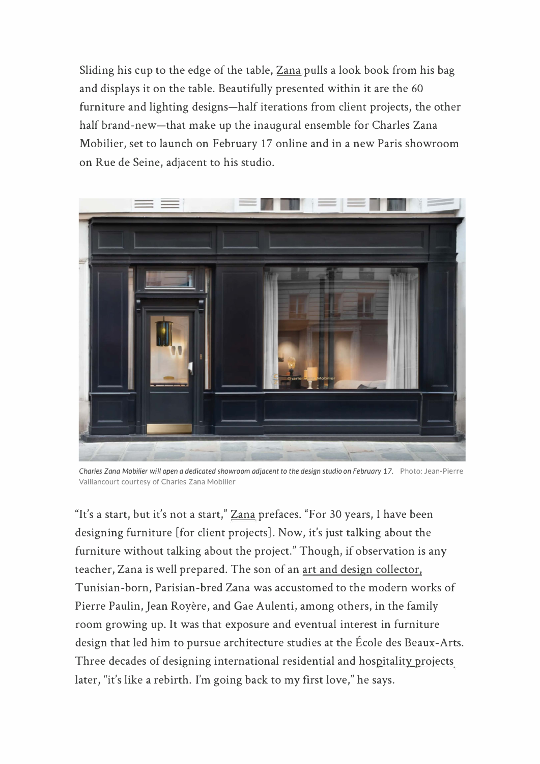Sliding his cup to the edge of the table, Zana pulls a look book from his bag and displays it on the table. Beautifully presented within it are the 60 furniture and lighting designs—half iterations from client projects, the other half brand-new—that make up the inaugural ensemble for Charles Zana Mobilier, set to launch on February 17 online and in a new Paris showroom on Rue de Seine, adjacent to his studio.

*Charles Zana Mobilier will open a dedicated showroom adjacent to the design studio on February 17.* Photo: Jean-Pierre Vaillancourt courtesy of Charles Zana Mobilier

"It's a start, but it's not a start," Zana prefaces. "For 30 years, I have been designing furniture [for client projects]. Now, it's just talking about the furniture without talking about the project." Though, if observation is any teacher, Zana is well prepared. The son of an art and design collector, Tunisian-born, Parisian-bred Zana was accustomed to the modern works of Pierre Paulin, Jean Royère, and Gae Aulenti, among others, in the family room growing up. It was that exposure and eventual interest in furniture design that led him to pursue architecture studies at the École des Beaux-Arts. Three decades of designing international residential and hospitality projects later, "it's like a rebirth. I'm going back to my first love," he says.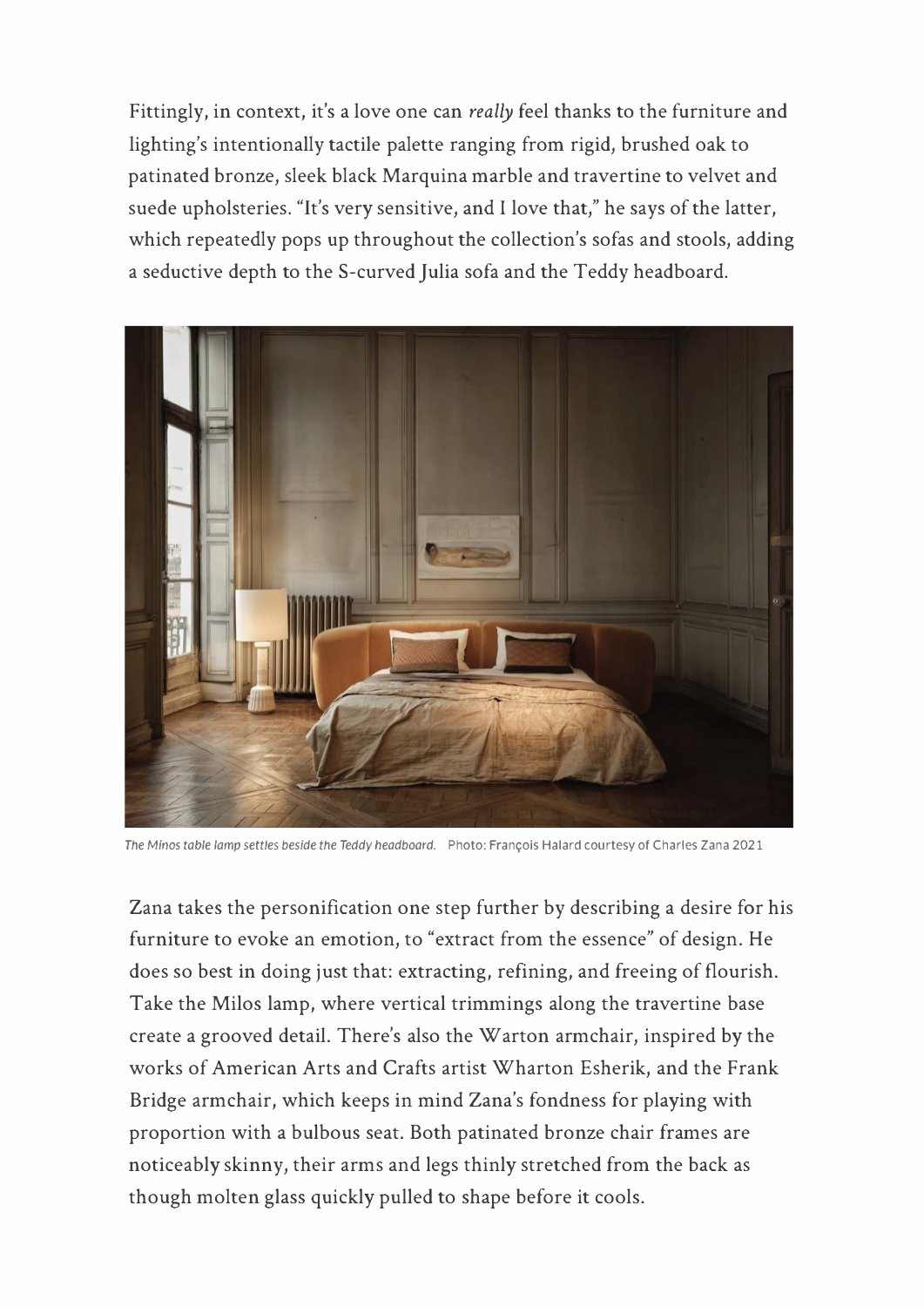Fittingly, in context, it's a love one can *really* feel thanks to the furniture and lighting's intentionally tactile palette ranging from rigid, brushed oak to patinated bronze, sleek black Marquina marble and travertine to velvet and suede upholsteries. "It's very sensitive, and I love that," he says of the latter, which repeatedly pops up throughout the collection's sofas and stools, adding a seductive depth to the S-curved Julia sofa and the Teddy headboard.

*The Minos table lamp settles beside the Teddy headboard.* Photo: François Halard courtesy of Charles Zana 2021

Zana takes the personification one step further by describing a desire for his furniture to evoke an emotion, to "extract from the essence" of design. He does so best in doing just that: extracting, refining, and freeing of flourish. Take the Milos lamp, where vertical trimmings along the travertine base create a grooved detail. There's also the Warton armchair, inspired by the works of American Arts and Crafts artist Wharton Esherik, and the Frank Bridge armchair, which keeps in mind Zana's fondness for playing with proportion with a bulbous seat. Both patinated bronze chair frames are noticeably skinny, their arms and legs thinly stretched from the back as though molten glass quickly pulled to shape before it cools.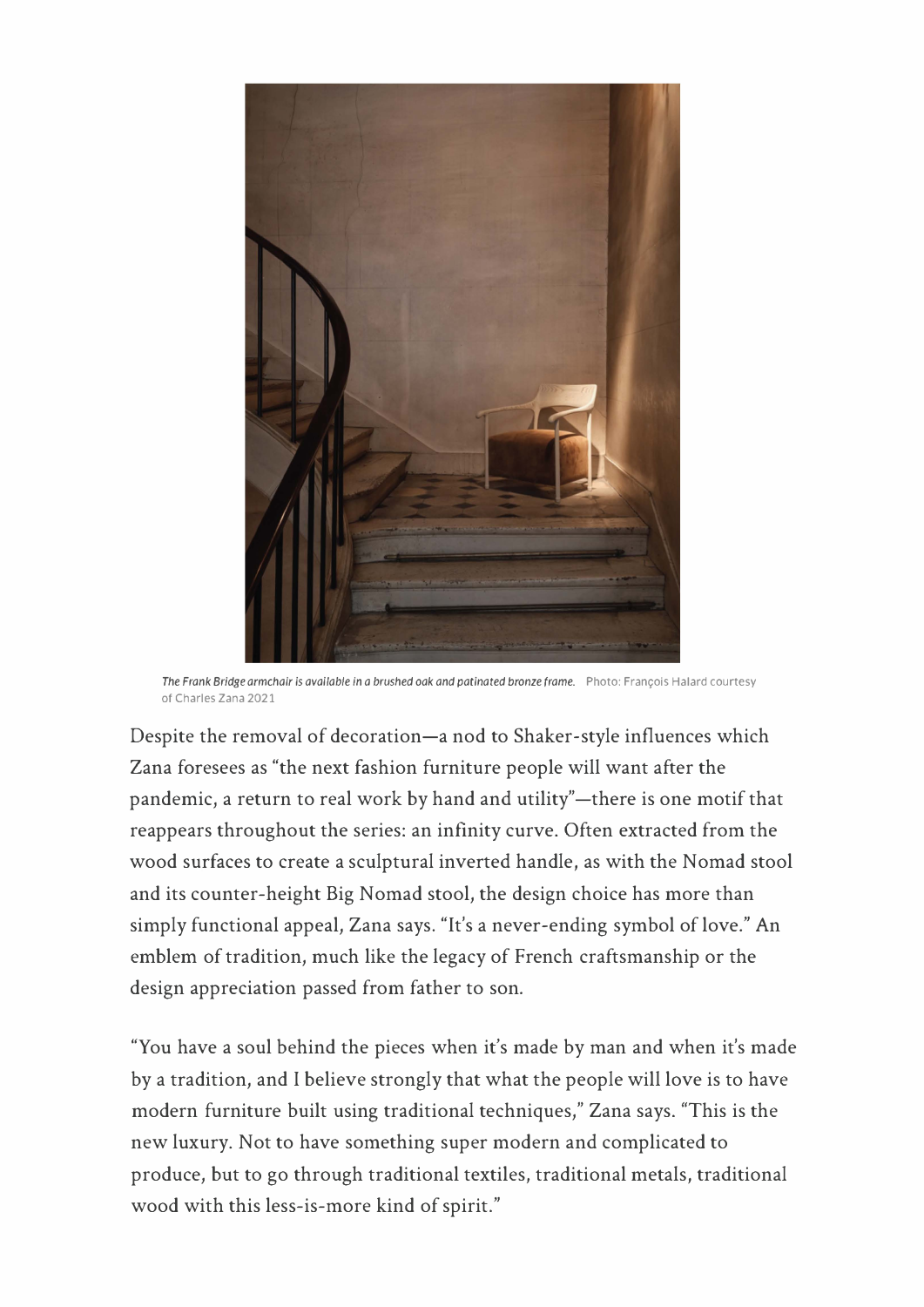*The Frank Bridge armchair is available in a brushed oak and patinated bronze frame.* Photo: François Halard courtesy of Charles Zana 2021

Despite the removal of decoration—a nod to Shaker-style influences which Zana foresees as "the next fashion furniture people will want after the pandemic, a return to real work by hand and utility"—there is one motif that reappears throughout the series: an infinity curve. Often extracted from the wood surfaces to create a sculptural inverted handle, as with the Nomad stool and its counter-height Big Nomad stool, the design choice has more than simply functional appeal, Zana says. "It's a never-ending symbol of love." An emblem of tradition, much like the legacy of French craftsmanship or the design appreciation passed from father to son.

"You have a soul behind the pieces when it's made by man and when it's made by a tradition, and I believe strongly that what the people will love is to have modern furniture built using traditional techniques," Zana says. "This is the new luxury. Not to have something super modern and complicated to produce, but to go through traditional textiles, traditional metals, traditional wood with this less-is-more kind of spirit."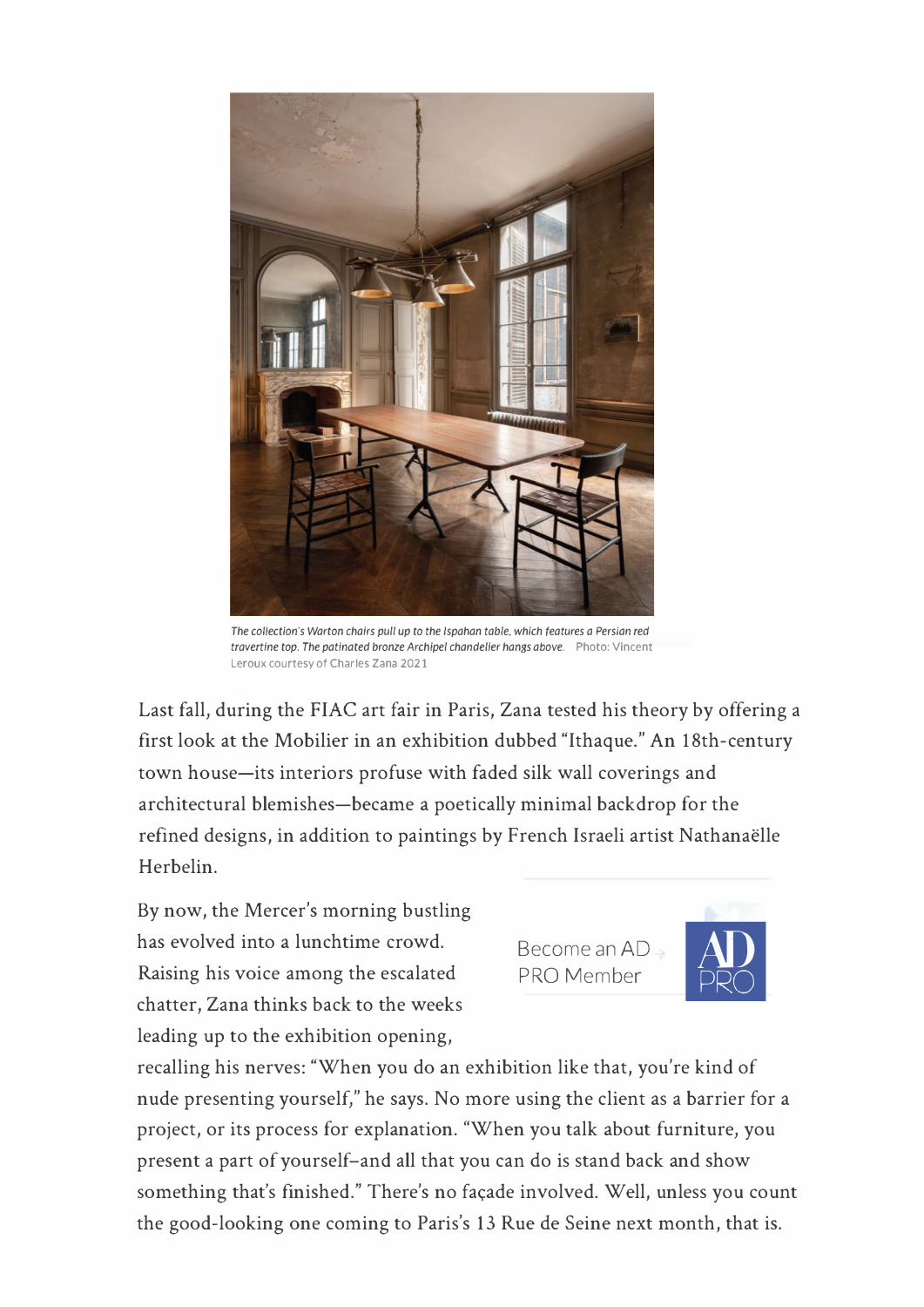*The collection's Warton chairs pull up to the Ispahan table, which features a Persian red travertine top. The patinated bronze Archipel chandelier hangs above.* Photo: Vincent Leroux courtesy of Charles Zana 2021

Last fall, during the FIAC art fair in Paris, Zana tested his theory by offering a first look at the Mobilier in an exhibition dubbed "Ithaque." An 18th-century town house—its interiors profuse with faded silk wall coverings and architectural blemishes—became a poetically minimal backdrop for the refined designs, in addition to paintings by French Israeli artist Nathanaëlle Herbelin.

Become an AD PRO Member

By now, the Mercer's morning bustling has evolved into a lunchtime crowd. Raising his voice among the escalated chatter, Zana thinks back to the weeks leading up to the exhibition opening, recalling his nerves: "When you do an exhibition like that, you're kind of nude presenting yourself," he says. No more using the client as a barrier for a project, or its process for explanation. "When you talk about furniture, you present a part of yourself–and all that you can do is stand back and show something that's finished." There's no façade involved. Well, unless you count the good-looking one coming to Paris's 13 Rue de Seine next month, that is.